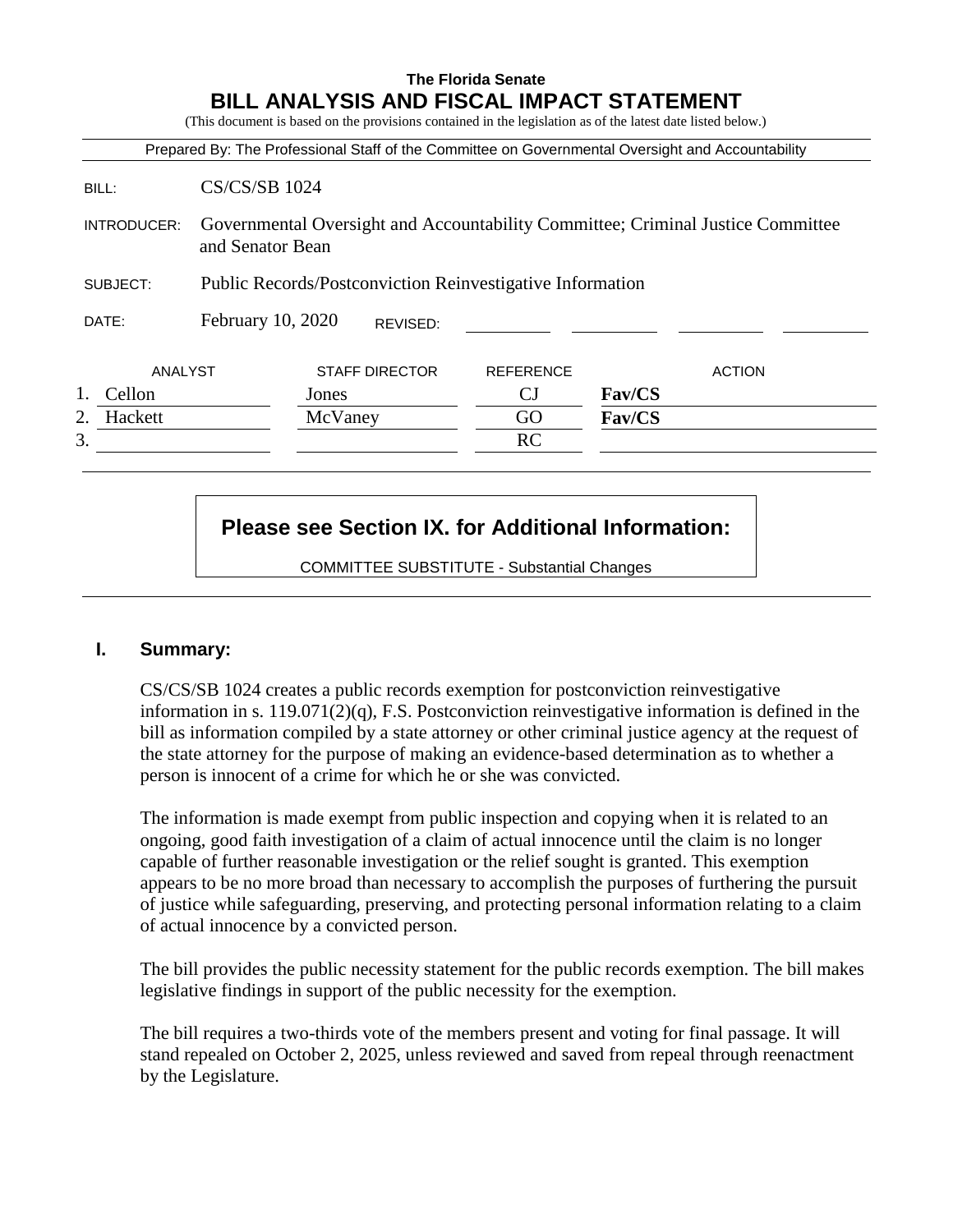**The Florida Senate**

# BILL ANALYSIS AND FISCAL IMPACT STATEMENT

(This document is based on the provisions contained in the legislation as of the latest date listed below.)

Prepared By: The Professional Staff of the Committee on Governmental Oversight and Accountability

| | |
|---|---|
| BILL: | CS/CS/SB 1024 |
| INTRODUCER: | Governmental Oversight and Accountability Committee; Criminal Justice Committee and Senator Bean |
| SUBJECT: | Public Records/Postconviction Reinvestigative Information |
| DATE: | February 10, 2020 REVISED: |

| | ANALYST | STAFF DIRECTOR | REFERENCE | ACTION |
|---|---|---|---|---|
| 1. | Cellon | Jones | CJ | **Fav/CS** |
| 2. | Hackett | McVaney | GO | **Fav/CS** |
| 3. | | | RC | |

**Please see Section IX. for Additional Information:**

COMMITTEE SUBSTITUTE - Substantial Changes

## I. Summary:

CS/CS/SB 1024 creates a public records exemption for postconviction reinvestigative information in s. 119.071(2)(q), F.S. Postconviction reinvestigative information is defined in the bill as information compiled by a state attorney or other criminal justice agency at the request of the state attorney for the purpose of making an evidence-based determination as to whether a person is innocent of a crime for which he or she was convicted.

The information is made exempt from public inspection and copying when it is related to an ongoing, good faith investigation of a claim of actual innocence until the claim is no longer capable of further reasonable investigation or the relief sought is granted. This exemption appears to be no more broad than necessary to accomplish the purposes of furthering the pursuit of justice while safeguarding, preserving, and protecting personal information relating to a claim of actual innocence by a convicted person.

The bill provides the public necessity statement for the public records exemption. The bill makes legislative findings in support of the public necessity for the exemption.

The bill requires a two-thirds vote of the members present and voting for final passage. It will stand repealed on October 2, 2025, unless reviewed and saved from repeal through reenactment by the Legislature.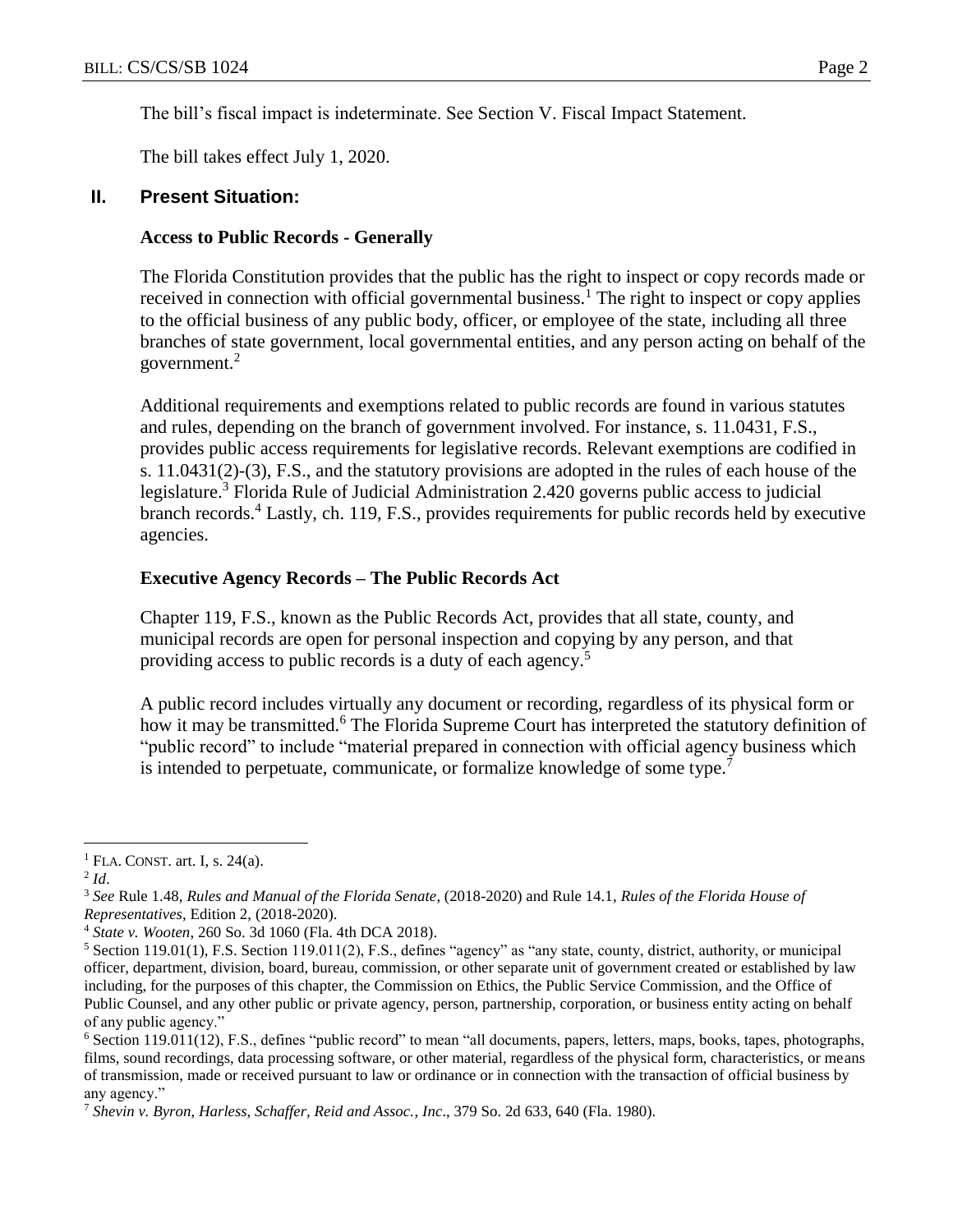The bill's fiscal impact is indeterminate. See Section V. Fiscal Impact Statement.

The bill takes effect July 1, 2020.

## II. Present Situation:

### Access to Public Records - Generally

The Florida Constitution provides that the public has the right to inspect or copy records made or received in connection with official governmental business.[1] The right to inspect or copy applies to the official business of any public body, officer, or employee of the state, including all three branches of state government, local governmental entities, and any person acting on behalf of the government.[2]

Additional requirements and exemptions related to public records are found in various statutes and rules, depending on the branch of government involved. For instance, s. 11.0431, F.S., provides public access requirements for legislative records. Relevant exemptions are codified in s. 11.0431(2)-(3), F.S., and the statutory provisions are adopted in the rules of each house of the legislature.[3] Florida Rule of Judicial Administration 2.420 governs public access to judicial branch records.[4] Lastly, ch. 119, F.S., provides requirements for public records held by executive agencies.

### Executive Agency Records – The Public Records Act

Chapter 119, F.S., known as the Public Records Act, provides that all state, county, and municipal records are open for personal inspection and copying by any person, and that providing access to public records is a duty of each agency.[5]

A public record includes virtually any document or recording, regardless of its physical form or how it may be transmitted.[6] The Florida Supreme Court has interpreted the statutory definition of "public record" to include "material prepared in connection with official agency business which is intended to perpetuate, communicate, or formalize knowledge of some type.[7]

---

[1] FLA. CONST. art. I, s. 24(a).

[2] *Id*.

[3] *See* Rule 1.48, *Rules and Manual of the Florida Senate*, (2018-2020) and Rule 14.1, *Rules of the Florida House of Representatives*, Edition 2, (2018-2020).

[4] *State v. Wooten*, 260 So. 3d 1060 (Fla. 4th DCA 2018).

[5] Section 119.01(1), F.S. Section 119.011(2), F.S., defines "agency" as "any state, county, district, authority, or municipal officer, department, division, board, bureau, commission, or other separate unit of government created or established by law including, for the purposes of this chapter, the Commission on Ethics, the Public Service Commission, and the Office of Public Counsel, and any other public or private agency, person, partnership, corporation, or business entity acting on behalf of any public agency."

[6] Section 119.011(12), F.S., defines "public record" to mean "all documents, papers, letters, maps, books, tapes, photographs, films, sound recordings, data processing software, or other material, regardless of the physical form, characteristics, or means of transmission, made or received pursuant to law or ordinance or in connection with the transaction of official business by any agency."

[7] *Shevin v. Byron, Harless, Schaffer, Reid and Assoc., Inc*., 379 So. 2d 633, 640 (Fla. 1980).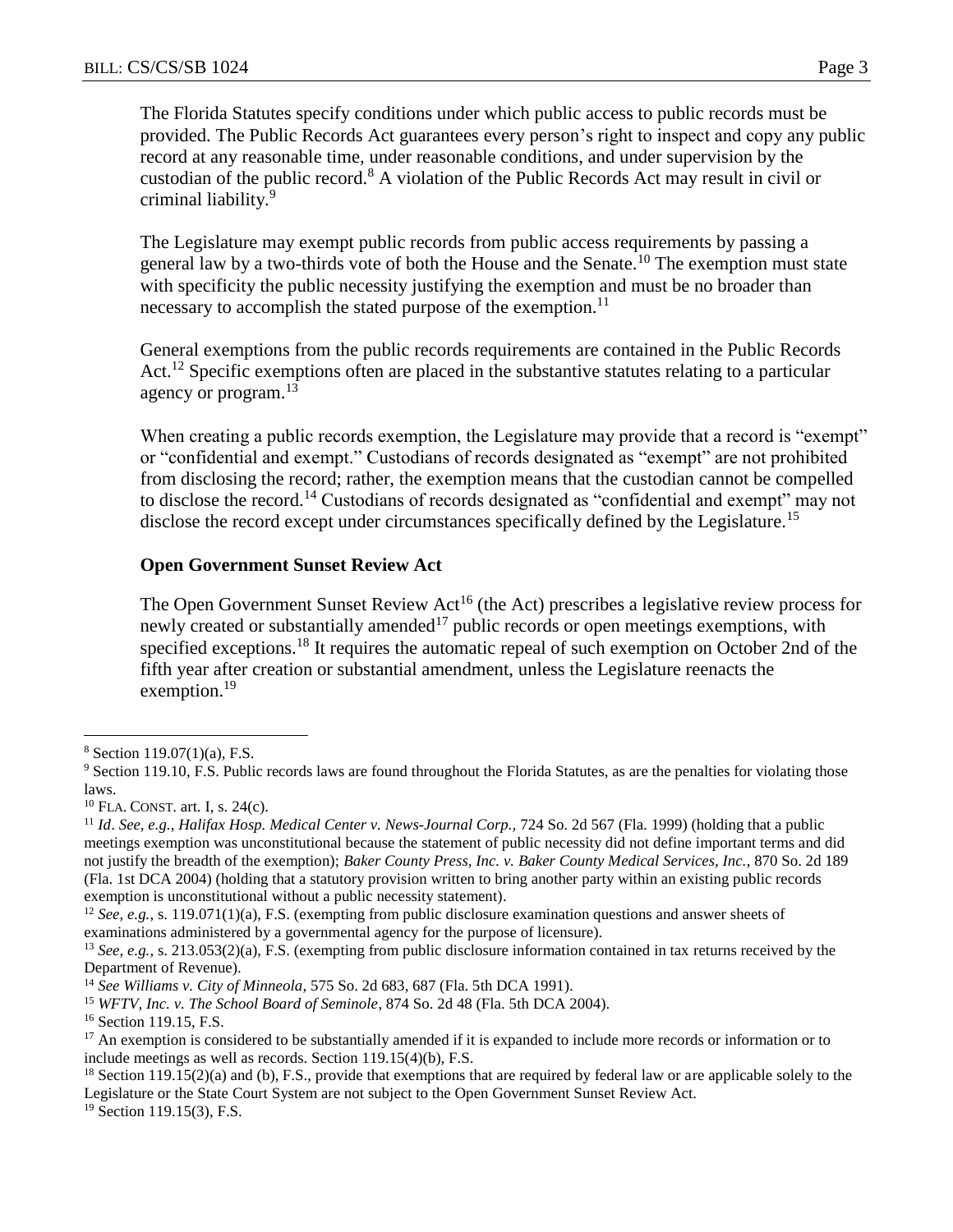The Florida Statutes specify conditions under which public access to public records must be provided. The Public Records Act guarantees every person's right to inspect and copy any public record at any reasonable time, under reasonable conditions, and under supervision by the custodian of the public record.[8] A violation of the Public Records Act may result in civil or criminal liability.[9]

The Legislature may exempt public records from public access requirements by passing a general law by a two-thirds vote of both the House and the Senate.[10] The exemption must state with specificity the public necessity justifying the exemption and must be no broader than necessary to accomplish the stated purpose of the exemption.[11]

General exemptions from the public records requirements are contained in the Public Records Act.[12] Specific exemptions often are placed in the substantive statutes relating to a particular agency or program.[13]

When creating a public records exemption, the Legislature may provide that a record is "exempt" or "confidential and exempt." Custodians of records designated as "exempt" are not prohibited from disclosing the record; rather, the exemption means that the custodian cannot be compelled to disclose the record.[14] Custodians of records designated as "confidential and exempt" may not disclose the record except under circumstances specifically defined by the Legislature.[15]

**Open Government Sunset Review Act**

The Open Government Sunset Review Act[16] (the Act) prescribes a legislative review process for newly created or substantially amended[17] public records or open meetings exemptions, with specified exceptions.[18] It requires the automatic repeal of such exemption on October 2nd of the fifth year after creation or substantial amendment, unless the Legislature reenacts the exemption.[19]

---

[8] Section 119.07(1)(a), F.S.

[9] Section 119.10, F.S. Public records laws are found throughout the Florida Statutes, as are the penalties for violating those laws.

[10] FLA. CONST. art. I, s. 24(c).

[11] *Id*. *See, e.g.*, *Halifax Hosp. Medical Center v. News-Journal Corp.*, 724 So. 2d 567 (Fla. 1999) (holding that a public meetings exemption was unconstitutional because the statement of public necessity did not define important terms and did not justify the breadth of the exemption); *Baker County Press, Inc. v. Baker County Medical Services, Inc.*, 870 So. 2d 189 (Fla. 1st DCA 2004) (holding that a statutory provision written to bring another party within an existing public records exemption is unconstitutional without a public necessity statement).

[12] *See, e.g.*, s. 119.071(1)(a), F.S. (exempting from public disclosure examination questions and answer sheets of examinations administered by a governmental agency for the purpose of licensure).

[13] *See, e.g.*, s. 213.053(2)(a), F.S. (exempting from public disclosure information contained in tax returns received by the Department of Revenue).

[14] *See Williams v. City of Minneola*, 575 So. 2d 683, 687 (Fla. 5th DCA 1991).

[15] *WFTV, Inc. v. The School Board of Seminole*, 874 So. 2d 48 (Fla. 5th DCA 2004).

[16] Section 119.15, F.S.

[17] An exemption is considered to be substantially amended if it is expanded to include more records or information or to include meetings as well as records. Section 119.15(4)(b), F.S.

[18] Section 119.15(2)(a) and (b), F.S., provide that exemptions that are required by federal law or are applicable solely to the Legislature or the State Court System are not subject to the Open Government Sunset Review Act.

[19] Section 119.15(3), F.S.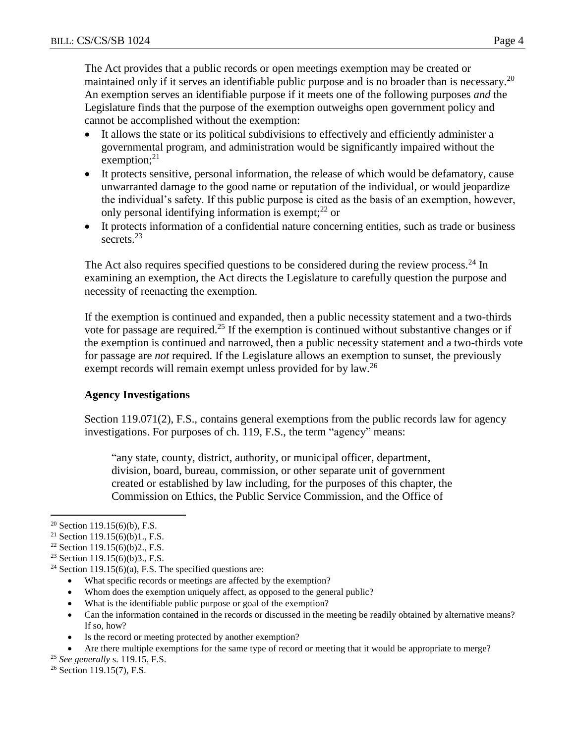The Act provides that a public records or open meetings exemption may be created or maintained only if it serves an identifiable public purpose and is no broader than is necessary.[20] An exemption serves an identifiable purpose if it meets one of the following purposes *and* the Legislature finds that the purpose of the exemption outweighs open government policy and cannot be accomplished without the exemption:

- It allows the state or its political subdivisions to effectively and efficiently administer a governmental program, and administration would be significantly impaired without the exemption;[21]
- It protects sensitive, personal information, the release of which would be defamatory, cause unwarranted damage to the good name or reputation of the individual, or would jeopardize the individual's safety. If this public purpose is cited as the basis of an exemption, however, only personal identifying information is exempt;[22] or
- It protects information of a confidential nature concerning entities, such as trade or business secrets.[23]

The Act also requires specified questions to be considered during the review process.[24] In examining an exemption, the Act directs the Legislature to carefully question the purpose and necessity of reenacting the exemption.

If the exemption is continued and expanded, then a public necessity statement and a two-thirds vote for passage are required.[25] If the exemption is continued without substantive changes or if the exemption is continued and narrowed, then a public necessity statement and a two-thirds vote for passage are *not* required. If the Legislature allows an exemption to sunset, the previously exempt records will remain exempt unless provided for by law.[26]

**Agency Investigations**

Section 119.071(2), F.S., contains general exemptions from the public records law for agency investigations. For purposes of ch. 119, F.S., the term "agency" means:

> "any state, county, district, authority, or municipal officer, department, division, board, bureau, commission, or other separate unit of government created or established by law including, for the purposes of this chapter, the Commission on Ethics, the Public Service Commission, and the Office of

---

[20] Section 119.15(6)(b), F.S.

[21] Section 119.15(6)(b)1., F.S.

[22] Section 119.15(6)(b)2., F.S.

[23] Section 119.15(6)(b)3., F.S.

[24] Section 119.15(6)(a), F.S. The specified questions are:

- What specific records or meetings are affected by the exemption?
- Whom does the exemption uniquely affect, as opposed to the general public?
- What is the identifiable public purpose or goal of the exemption?
- Can the information contained in the records or discussed in the meeting be readily obtained by alternative means? If so, how?
- Is the record or meeting protected by another exemption?
- Are there multiple exemptions for the same type of record or meeting that it would be appropriate to merge?

[25] *See generally* s. 119.15, F.S.

[26] Section 119.15(7), F.S.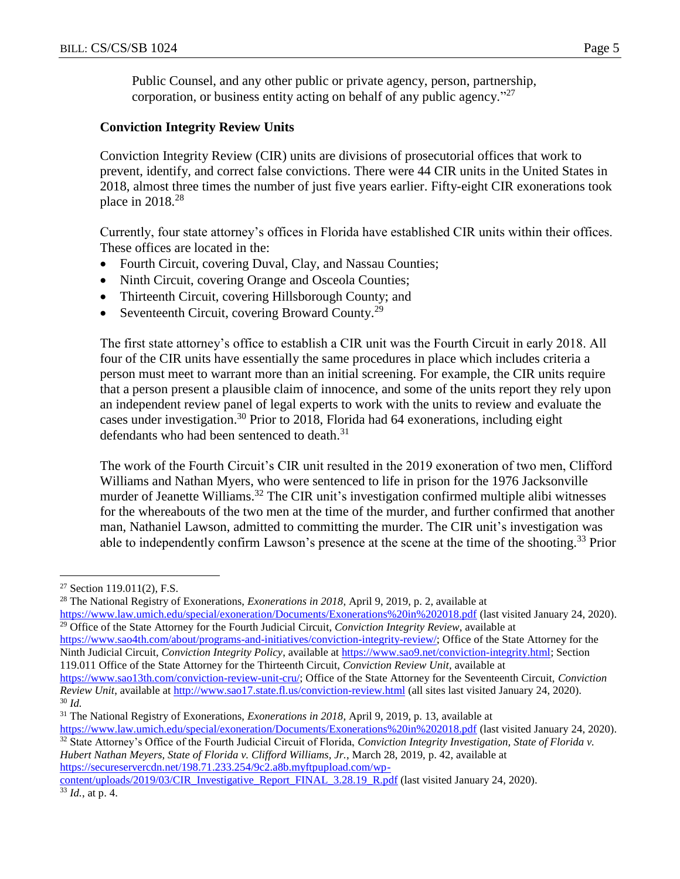Public Counsel, and any other public or private agency, person, partnership, corporation, or business entity acting on behalf of any public agency."[27]

### Conviction Integrity Review Units

Conviction Integrity Review (CIR) units are divisions of prosecutorial offices that work to prevent, identify, and correct false convictions. There were 44 CIR units in the United States in 2018, almost three times the number of just five years earlier. Fifty-eight CIR exonerations took place in 2018.[28]

Currently, four state attorney's offices in Florida have established CIR units within their offices. These offices are located in the:

- Fourth Circuit, covering Duval, Clay, and Nassau Counties;
- Ninth Circuit, covering Orange and Osceola Counties;
- Thirteenth Circuit, covering Hillsborough County; and
- Seventeenth Circuit, covering Broward County.[29]

The first state attorney's office to establish a CIR unit was the Fourth Circuit in early 2018. All four of the CIR units have essentially the same procedures in place which includes criteria a person must meet to warrant more than an initial screening. For example, the CIR units require that a person present a plausible claim of innocence, and some of the units report they rely upon an independent review panel of legal experts to work with the units to review and evaluate the cases under investigation.[30] Prior to 2018, Florida had 64 exonerations, including eight defendants who had been sentenced to death.[31]

The work of the Fourth Circuit's CIR unit resulted in the 2019 exoneration of two men, Clifford Williams and Nathan Myers, who were sentenced to life in prison for the 1976 Jacksonville murder of Jeanette Williams.[32] The CIR unit's investigation confirmed multiple alibi witnesses for the whereabouts of the two men at the time of the murder, and further confirmed that another man, Nathaniel Lawson, admitted to committing the murder. The CIR unit's investigation was able to independently confirm Lawson's presence at the scene at the time of the shooting.[33] Prior

---

[27] Section 119.011(2), F.S.

[28] The National Registry of Exonerations, *Exonerations in 2018*, April 9, 2019, p. 2, available at https://www.law.umich.edu/special/exoneration/Documents/Exonerations%20in%202018.pdf (last visited January 24, 2020).

[29] Office of the State Attorney for the Fourth Judicial Circuit, *Conviction Integrity Review*, available at https://www.sao4th.com/about/programs-and-initiatives/conviction-integrity-review/; Office of the State Attorney for the Ninth Judicial Circuit, *Conviction Integrity Policy*, available at https://www.sao9.net/conviction-integrity.html; Section 119.011 Office of the State Attorney for the Thirteenth Circuit, *Conviction Review Unit*, available at https://www.sao13th.com/conviction-review-unit-cru/; Office of the State Attorney for the Seventeenth Circuit, *Conviction Review Unit*, available at http://www.sao17.state.fl.us/conviction-review.html (all sites last visited January 24, 2020).

[30] *Id.*

[31] The National Registry of Exonerations, *Exonerations in 2018*, April 9, 2019, p. 13, available at https://www.law.umich.edu/special/exoneration/Documents/Exonerations%20in%202018.pdf (last visited January 24, 2020).

[32] State Attorney's Office of the Fourth Judicial Circuit of Florida, *Conviction Integrity Investigation, State of Florida v. Hubert Nathan Meyers, State of Florida v. Clifford Williams, Jr.*, March 28, 2019, p. 42, available at https://secureservercdn.net/198.71.233.254/9c2.a8b.myftpupload.com/wp-content/uploads/2019/03/CIR_Investigative_Report_FINAL_3.28.19_R.pdf (last visited January 24, 2020).

[33] *Id.*, at p. 4.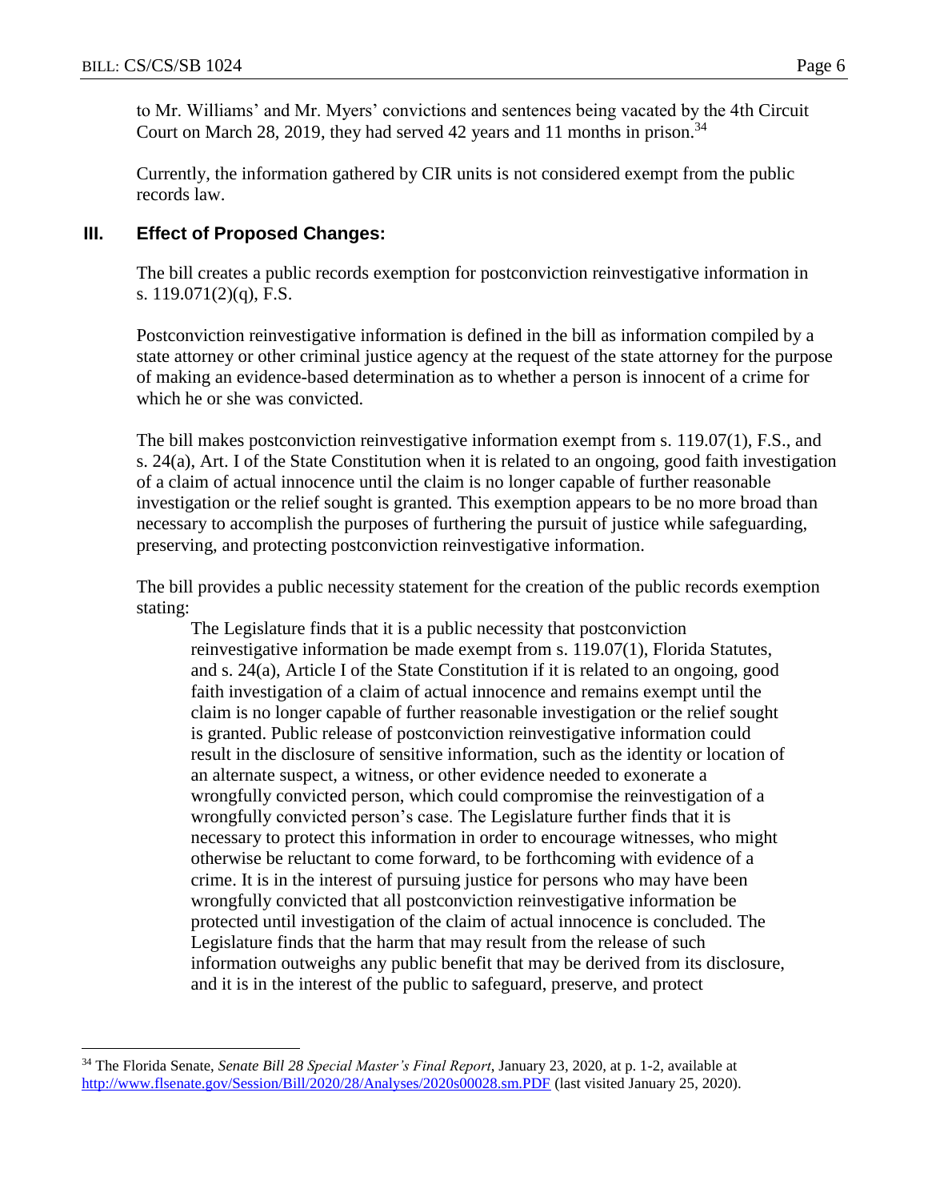to Mr. Williams' and Mr. Myers' convictions and sentences being vacated by the 4th Circuit Court on March 28, 2019, they had served 42 years and 11 months in prison.[34]

Currently, the information gathered by CIR units is not considered exempt from the public records law.

## III. Effect of Proposed Changes:

The bill creates a public records exemption for postconviction reinvestigative information in s. 119.071(2)(q), F.S.

Postconviction reinvestigative information is defined in the bill as information compiled by a state attorney or other criminal justice agency at the request of the state attorney for the purpose of making an evidence-based determination as to whether a person is innocent of a crime for which he or she was convicted.

The bill makes postconviction reinvestigative information exempt from s. 119.07(1), F.S., and s. 24(a), Art. I of the State Constitution when it is related to an ongoing, good faith investigation of a claim of actual innocence until the claim is no longer capable of further reasonable investigation or the relief sought is granted. This exemption appears to be no more broad than necessary to accomplish the purposes of furthering the pursuit of justice while safeguarding, preserving, and protecting postconviction reinvestigative information.

The bill provides a public necessity statement for the creation of the public records exemption stating:

> The Legislature finds that it is a public necessity that postconviction reinvestigative information be made exempt from s. 119.07(1), Florida Statutes, and s. 24(a), Article I of the State Constitution if it is related to an ongoing, good faith investigation of a claim of actual innocence and remains exempt until the claim is no longer capable of further reasonable investigation or the relief sought is granted. Public release of postconviction reinvestigative information could result in the disclosure of sensitive information, such as the identity or location of an alternate suspect, a witness, or other evidence needed to exonerate a wrongfully convicted person, which could compromise the reinvestigation of a wrongfully convicted person's case. The Legislature further finds that it is necessary to protect this information in order to encourage witnesses, who might otherwise be reluctant to come forward, to be forthcoming with evidence of a crime. It is in the interest of pursuing justice for persons who may have been wrongfully convicted that all postconviction reinvestigative information be protected until investigation of the claim of actual innocence is concluded. The Legislature finds that the harm that may result from the release of such information outweighs any public benefit that may be derived from its disclosure, and it is in the interest of the public to safeguard, preserve, and protect

---

[34] The Florida Senate, *Senate Bill 28 Special Master's Final Report*, January 23, 2020, at p. 1-2, available at http://www.flsenate.gov/Session/Bill/2020/28/Analyses/2020s00028.sm.PDF (last visited January 25, 2020).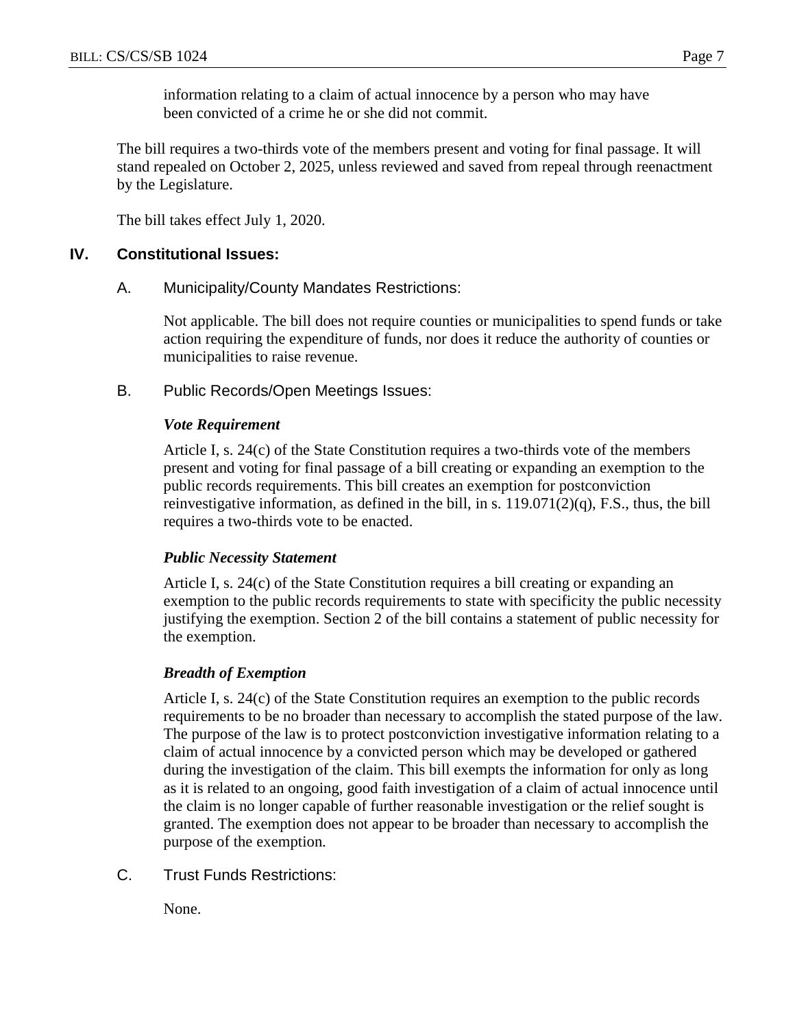information relating to a claim of actual innocence by a person who may have been convicted of a crime he or she did not commit.

The bill requires a two-thirds vote of the members present and voting for final passage. It will stand repealed on October 2, 2025, unless reviewed and saved from repeal through reenactment by the Legislature.

The bill takes effect July 1, 2020.

## IV. Constitutional Issues:

### A. Municipality/County Mandates Restrictions:

Not applicable. The bill does not require counties or municipalities to spend funds or take action requiring the expenditure of funds, nor does it reduce the authority of counties or municipalities to raise revenue.

### B. Public Records/Open Meetings Issues:

***Vote Requirement***

Article I, s. 24(c) of the State Constitution requires a two-thirds vote of the members present and voting for final passage of a bill creating or expanding an exemption to the public records requirements. This bill creates an exemption for postconviction reinvestigative information, as defined in the bill, in s. 119.071(2)(q), F.S., thus, the bill requires a two-thirds vote to be enacted.

***Public Necessity Statement***

Article I, s. 24(c) of the State Constitution requires a bill creating or expanding an exemption to the public records requirements to state with specificity the public necessity justifying the exemption. Section 2 of the bill contains a statement of public necessity for the exemption.

***Breadth of Exemption***

Article I, s. 24(c) of the State Constitution requires an exemption to the public records requirements to be no broader than necessary to accomplish the stated purpose of the law. The purpose of the law is to protect postconviction investigative information relating to a claim of actual innocence by a convicted person which may be developed or gathered during the investigation of the claim. This bill exempts the information for only as long as it is related to an ongoing, good faith investigation of a claim of actual innocence until the claim is no longer capable of further reasonable investigation or the relief sought is granted. The exemption does not appear to be broader than necessary to accomplish the purpose of the exemption.

### C. Trust Funds Restrictions:

None.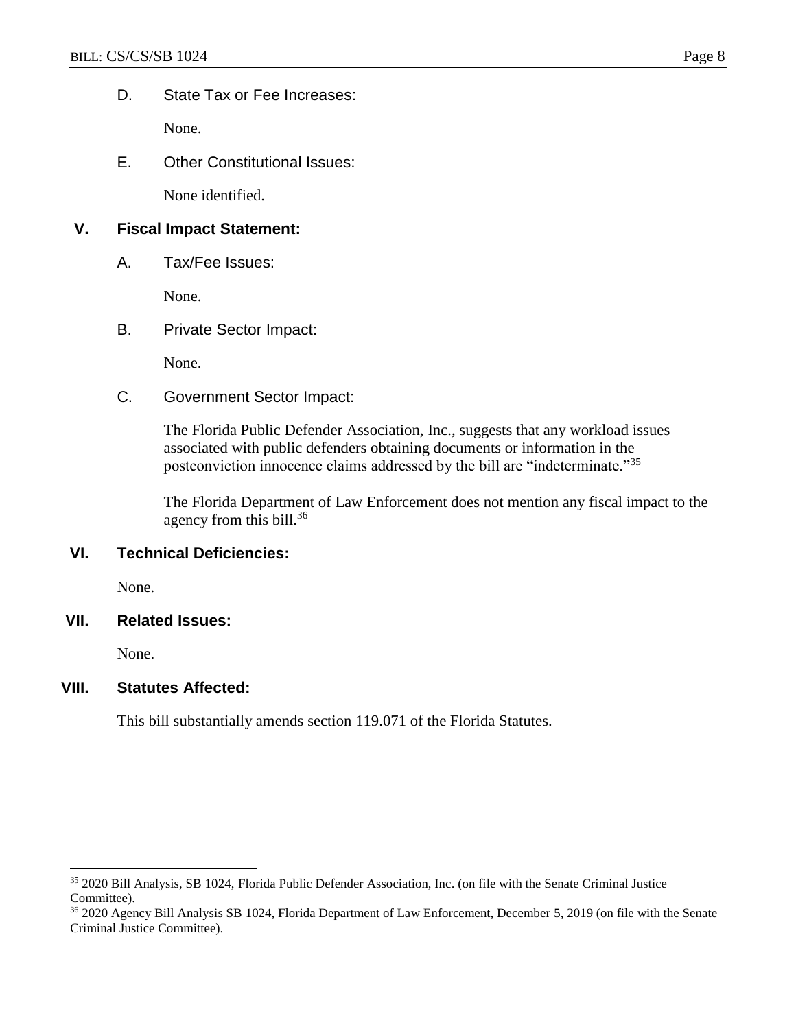D. State Tax or Fee Increases:

None.

E. Other Constitutional Issues:

None identified.

## V. Fiscal Impact Statement:

A. Tax/Fee Issues:

None.

B. Private Sector Impact:

None.

C. Government Sector Impact:

The Florida Public Defender Association, Inc., suggests that any workload issues associated with public defenders obtaining documents or information in the postconviction innocence claims addressed by the bill are "indeterminate."[35]

The Florida Department of Law Enforcement does not mention any fiscal impact to the agency from this bill.[36]

## VI. Technical Deficiencies:

None.

## VII. Related Issues:

None.

## VIII. Statutes Affected:

This bill substantially amends section 119.071 of the Florida Statutes.

---

[35] 2020 Bill Analysis, SB 1024, Florida Public Defender Association, Inc. (on file with the Senate Criminal Justice Committee).

[36] 2020 Agency Bill Analysis SB 1024, Florida Department of Law Enforcement, December 5, 2019 (on file with the Senate Criminal Justice Committee).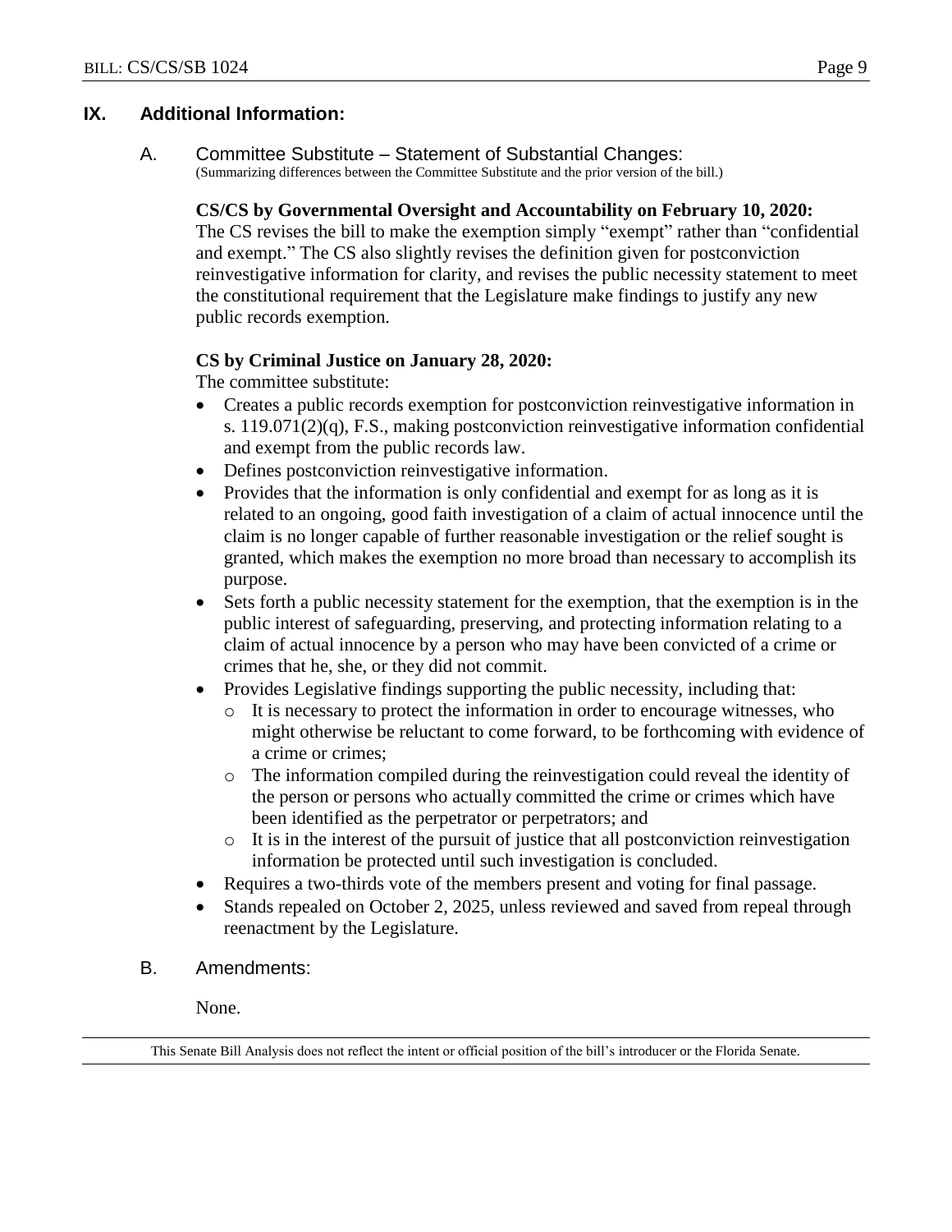## IX. Additional Information:

### A. Committee Substitute – Statement of Substantial Changes:

(Summarizing differences between the Committee Substitute and the prior version of the bill.)

**CS/CS by Governmental Oversight and Accountability on February 10, 2020:**

The CS revises the bill to make the exemption simply "exempt" rather than "confidential and exempt." The CS also slightly revises the definition given for postconviction reinvestigative information for clarity, and revises the public necessity statement to meet the constitutional requirement that the Legislature make findings to justify any new public records exemption.

**CS by Criminal Justice on January 28, 2020:**

The committee substitute:

- Creates a public records exemption for postconviction reinvestigative information in s. 119.071(2)(q), F.S., making postconviction reinvestigative information confidential and exempt from the public records law.
- Defines postconviction reinvestigative information.
- Provides that the information is only confidential and exempt for as long as it is related to an ongoing, good faith investigation of a claim of actual innocence until the claim is no longer capable of further reasonable investigation or the relief sought is granted, which makes the exemption no more broad than necessary to accomplish its purpose.
- Sets forth a public necessity statement for the exemption, that the exemption is in the public interest of safeguarding, preserving, and protecting information relating to a claim of actual innocence by a person who may have been convicted of a crime or crimes that he, she, or they did not commit.
- Provides Legislative findings supporting the public necessity, including that:
  - It is necessary to protect the information in order to encourage witnesses, who might otherwise be reluctant to come forward, to be forthcoming with evidence of a crime or crimes;
  - The information compiled during the reinvestigation could reveal the identity of the person or persons who actually committed the crime or crimes which have been identified as the perpetrator or perpetrators; and
  - It is in the interest of the pursuit of justice that all postconviction reinvestigation information be protected until such investigation is concluded.
- Requires a two-thirds vote of the members present and voting for final passage.
- Stands repealed on October 2, 2025, unless reviewed and saved from repeal through reenactment by the Legislature.

### B. Amendments:

None.

This Senate Bill Analysis does not reflect the intent or official position of the bill's introducer or the Florida Senate.